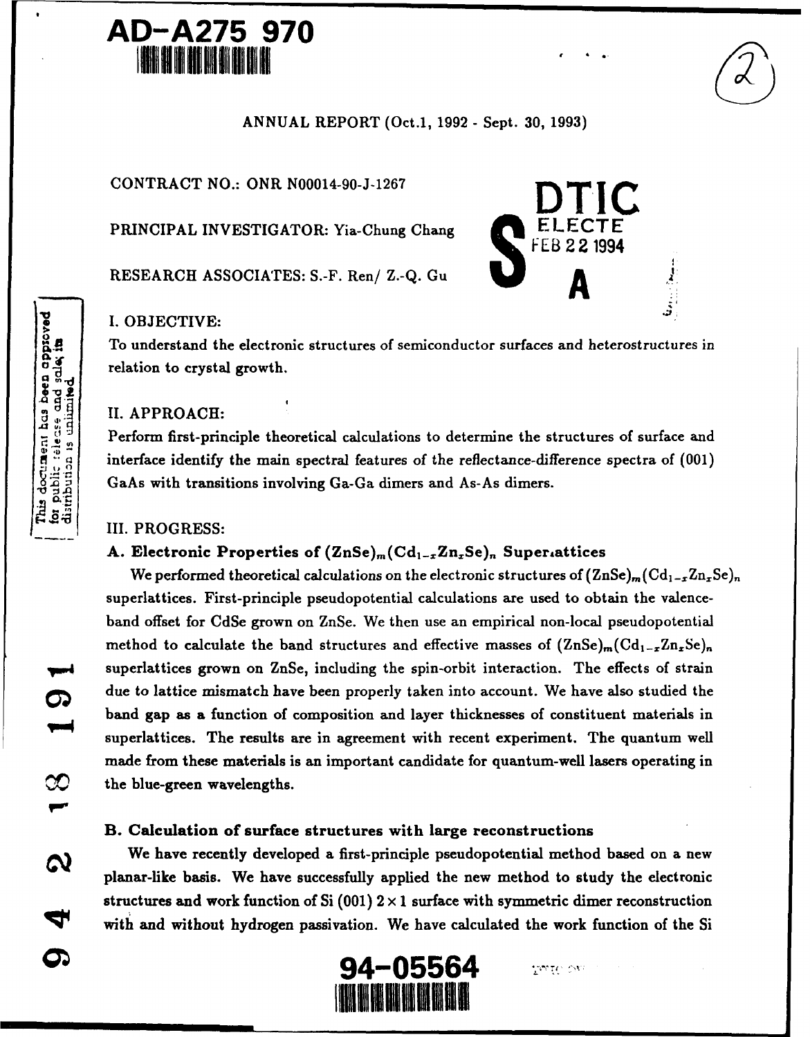AD-A275 970

ANNUAL REPORT (Oct.1, 1992 - Sept. 30, 1993)

CONTRACT NO.: ONR N00014-90-J-1267

PRINCIPAL INVESTIGATOR: Yia-Chung Chang

RESEARCH ASSOCIATES: S.-F. Ren/ Z.-Q. Gu

DTIC ELECTE FEB 22 1994

This document has been approved for public release and sale; its distribution is unlimited.

## I. OBJECTIVE:

To understand the electronic structures of semiconductor surfaces and heterostructures in relation to crystal growth.

## II. APPROACH:

Perform first-principle theoretical calculations to determine the structures of surface and interface identify the main spectral features of the reflectance-difference spectra of (001) GaAs with transitions involving Ga-Ga dimers and As-As dimers.

## III. PROGRESS:

### A. Electronic Properties of $(ZnSe)_m(Cd_{1-x}Zn_xSe)_n$ Superlattices

We performed theoretical calculations on the electronic structures of $(ZnSe)_m(Cd_{1-x}Zn_xSe)_n$ superlattices. First-principle pseudopotential calculations are used to obtain the valence-band offset for CdSe grown on ZnSe. We then use an empirical non-local pseudopotential method to calculate the band structures and effective masses of $(ZnSe)_m(Cd_{1-x}Zn_xSe)_n$ superlattices grown on ZnSe, including the spin-orbit interaction. The effects of strain due to lattice mismatch have been properly taken into account. We have also studied the band gap as a function of composition and layer thicknesses of constituent materials in superlattices. The results are in agreement with recent experiment. The quantum well made from these materials is an important candidate for quantum-well lasers operating in the blue-green wavelengths.

### B. Calculation of surface structures with large reconstructions

We have recently developed a first-principle pseudopotential method based on a new planar-like basis. We have successfully applied the new method to study the electronic structures and work function of Si (001) $2 \times 1$ surface with symmetric dimer reconstruction with and without hydrogen passivation. We have calculated the work function of the Si

94 2 18 191

94-05564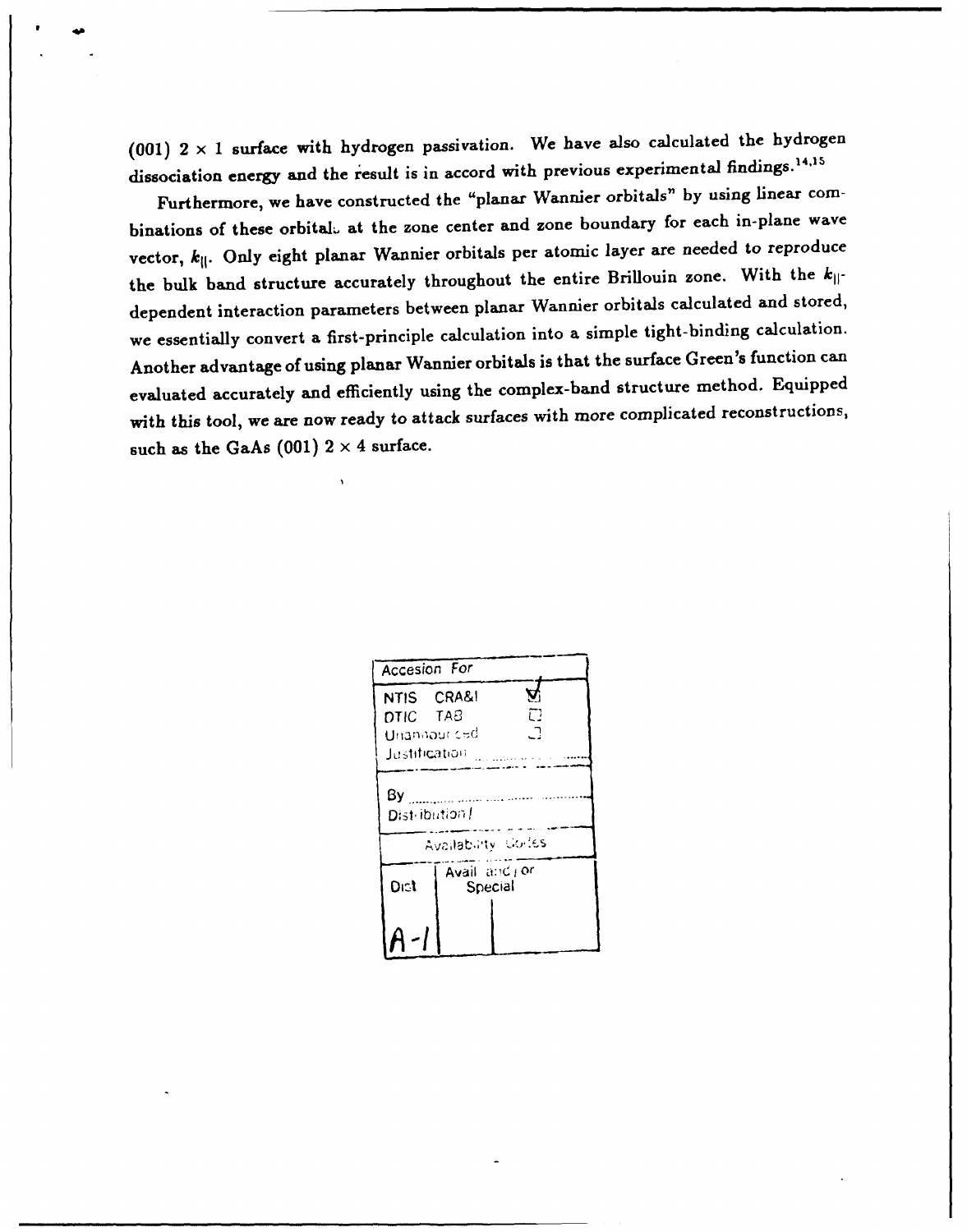(001) $2 \times 1$ surface with hydrogen passivation. We have also calculated the hydrogen dissociation energy and the result is in accord with previous experimental findings.[14,15]

Furthermore, we have constructed the "planar Wannier orbitals" by using linear combinations of these orbitals at the zone center and zone boundary for each in-plane wave vector, $k_{||}$. Only eight planar Wannier orbitals per atomic layer are needed to reproduce the bulk band structure accurately throughout the entire Brillouin zone. With the $k_{||}$-dependent interaction parameters between planar Wannier orbitals calculated and stored, we essentially convert a first-principle calculation into a simple tight-binding calculation. Another advantage of using planar Wannier orbitals is that the surface Green's function can evaluated accurately and efficiently using the complex-band structure method. Equipped with this tool, we are now ready to attack surfaces with more complicated reconstructions, such as the GaAs (001) $2 \times 4$ surface.

| Accesion For | | |
| --- | --- | --- |
| NTIS CRA&I | | ☑ |
| DTIC TAB | | ☐ |
| Unannounced | | ☐ |
| Justification | | |
| By | | |
| Distribution / | | |
| Availability Codes | | |
| Dist | Avail and / or Special | |
| A-1 | | |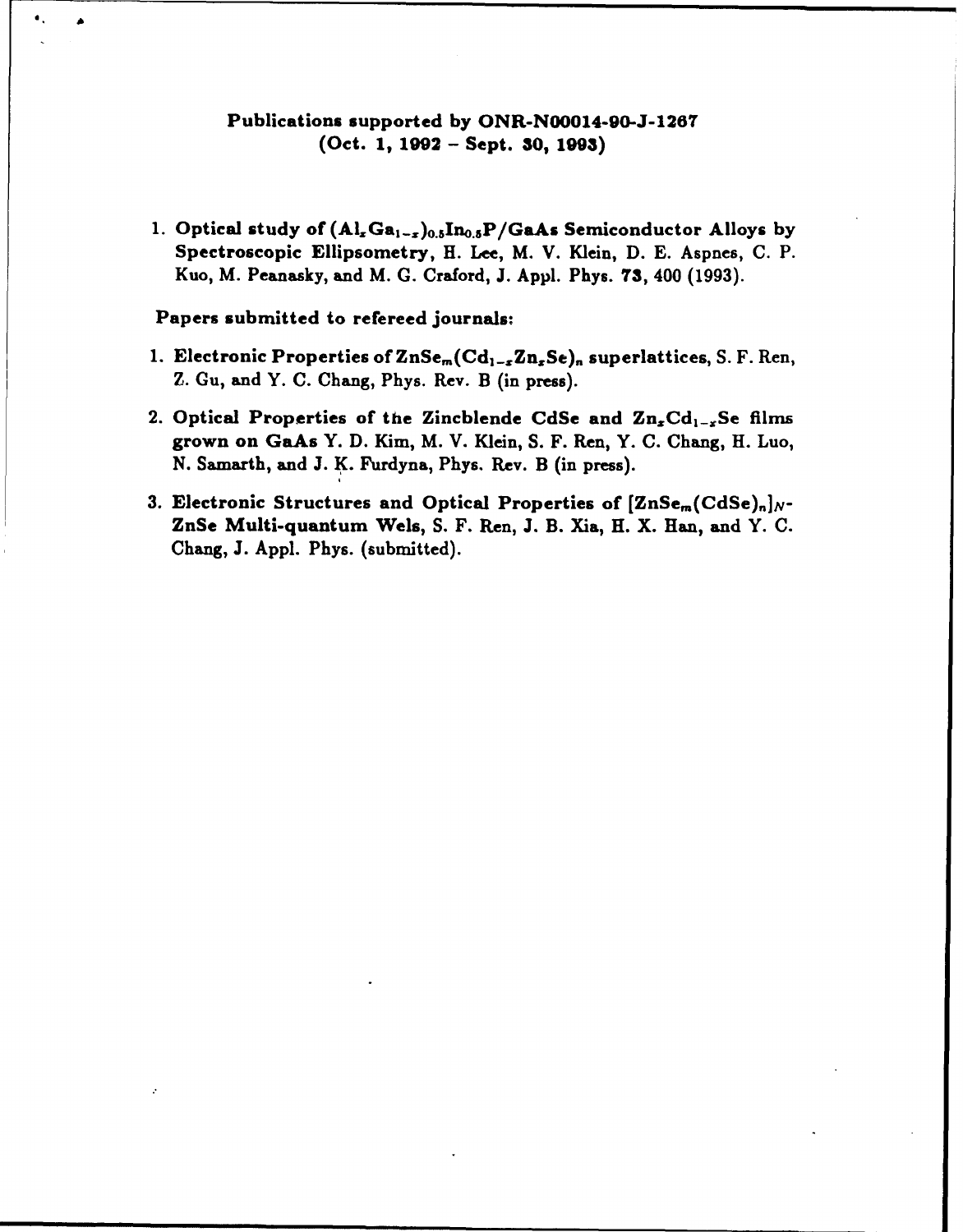**Publications supported by ONR-N00014-90-J-1267**
**(Oct. 1, 1992 – Sept. 30, 1993)**

1. **Optical study of $(Al_xGa_{1-x})_{0.5}In_{0.5}P/GaAs$ Semiconductor Alloys by Spectroscopic Ellipsometry**, H. Lee, M. V. Klein, D. E. Aspnes, C. P. Kuo, M. Peanasky, and M. G. Craford, J. Appl. Phys. **73**, 400 (1993).

**Papers submitted to refereed journals:**

1. **Electronic Properties of $ZnSe_m(Cd_{1-x}Zn_xSe)_n$ superlattices**, S. F. Ren, Z. Gu, and Y. C. Chang, Phys. Rev. B (in press).

2. **Optical Properties of the Zincblende CdSe and $Zn_xCd_{1-x}Se$ films grown on GaAs** Y. D. Kim, M. V. Klein, S. F. Ren, Y. C. Chang, H. Luo, N. Samarth, and J. K. Furdyna, Phys. Rev. B (in press).

3. **Electronic Structures and Optical Properties of $[ZnSe_m(CdSe)_n]_N$-ZnSe Multi-quantum Wels**, S. F. Ren, J. B. Xia, H. X. Han, and Y. C. Chang, J. Appl. Phys. (submitted).